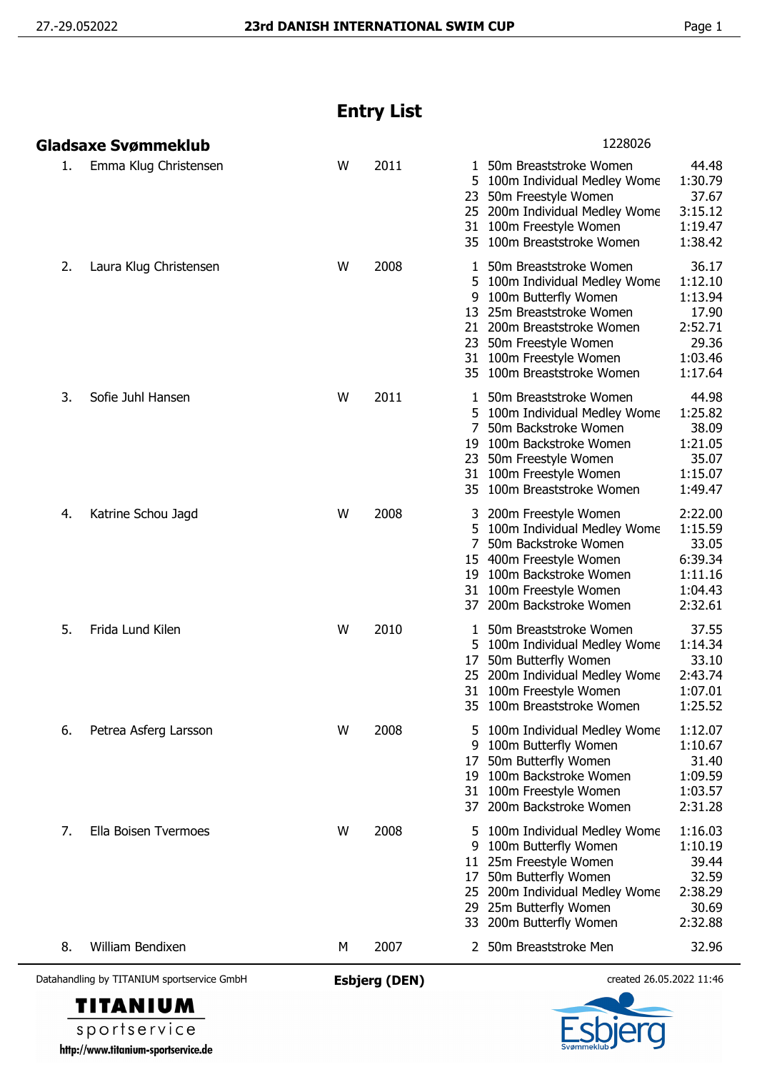## Entry List

### Gladsaxe Svømmeklub

1228026

| No. | Name | Sex | Year | Event | Event Name | Time |
|---|---|---|---|---|---|---|
| 1. | Emma Klug Christensen | W | 2011 | 1 | 50m Breaststroke Women | 44.48 |
| | | | | 5 | 100m Individual Medley Wome | 1:30.79 |
| | | | | 23 | 50m Freestyle Women | 37.67 |
| | | | | 25 | 200m Individual Medley Wome | 3:15.12 |
| | | | | 31 | 100m Freestyle Women | 1:19.47 |
| | | | | 35 | 100m Breaststroke Women | 1:38.42 |
| 2. | Laura Klug Christensen | W | 2008 | 1 | 50m Breaststroke Women | 36.17 |
| | | | | 5 | 100m Individual Medley Wome | 1:12.10 |
| | | | | 9 | 100m Butterfly Women | 1:13.94 |
| | | | | 13 | 25m Breaststroke Women | 17.90 |
| | | | | 21 | 200m Breaststroke Women | 2:52.71 |
| | | | | 23 | 50m Freestyle Women | 29.36 |
| | | | | 31 | 100m Freestyle Women | 1:03.46 |
| | | | | 35 | 100m Breaststroke Women | 1:17.64 |
| 3. | Sofie Juhl Hansen | W | 2011 | 1 | 50m Breaststroke Women | 44.98 |
| | | | | 5 | 100m Individual Medley Wome | 1:25.82 |
| | | | | 7 | 50m Backstroke Women | 38.09 |
| | | | | 19 | 100m Backstroke Women | 1:21.05 |
| | | | | 23 | 50m Freestyle Women | 35.07 |
| | | | | 31 | 100m Freestyle Women | 1:15.07 |
| | | | | 35 | 100m Breaststroke Women | 1:49.47 |
| 4. | Katrine Schou Jagd | W | 2008 | 3 | 200m Freestyle Women | 2:22.00 |
| | | | | 5 | 100m Individual Medley Wome | 1:15.59 |
| | | | | 7 | 50m Backstroke Women | 33.05 |
| | | | | 15 | 400m Freestyle Women | 6:39.34 |
| | | | | 19 | 100m Backstroke Women | 1:11.16 |
| | | | | 31 | 100m Freestyle Women | 1:04.43 |
| | | | | 37 | 200m Backstroke Women | 2:32.61 |
| 5. | Frida Lund Kilen | W | 2010 | 1 | 50m Breaststroke Women | 37.55 |
| | | | | 5 | 100m Individual Medley Wome | 1:14.34 |
| | | | | 17 | 50m Butterfly Women | 33.10 |
| | | | | 25 | 200m Individual Medley Wome | 2:43.74 |
| | | | | 31 | 100m Freestyle Women | 1:07.01 |
| | | | | 35 | 100m Breaststroke Women | 1:25.52 |
| 6. | Petrea Asferg Larsson | W | 2008 | 5 | 100m Individual Medley Wome | 1:12.07 |
| | | | | 9 | 100m Butterfly Women | 1:10.67 |
| | | | | 17 | 50m Butterfly Women | 31.40 |
| | | | | 19 | 100m Backstroke Women | 1:09.59 |
| | | | | 31 | 100m Freestyle Women | 1:03.57 |
| | | | | 37 | 200m Backstroke Women | 2:31.28 |
| 7. | Ella Boisen Tvermoes | W | 2008 | 5 | 100m Individual Medley Wome | 1:16.03 |
| | | | | 9 | 100m Butterfly Women | 1:10.19 |
| | | | | 11 | 25m Freestyle Women | 39.44 |
| | | | | 17 | 50m Butterfly Women | 32.59 |
| | | | | 25 | 200m Individual Medley Wome | 2:38.29 |
| | | | | 29 | 25m Butterfly Women | 30.69 |
| | | | | 33 | 200m Butterfly Women | 2:32.88 |
| 8. | William Bendixen | M | 2007 | 2 | 50m Breaststroke Men | 32.96 |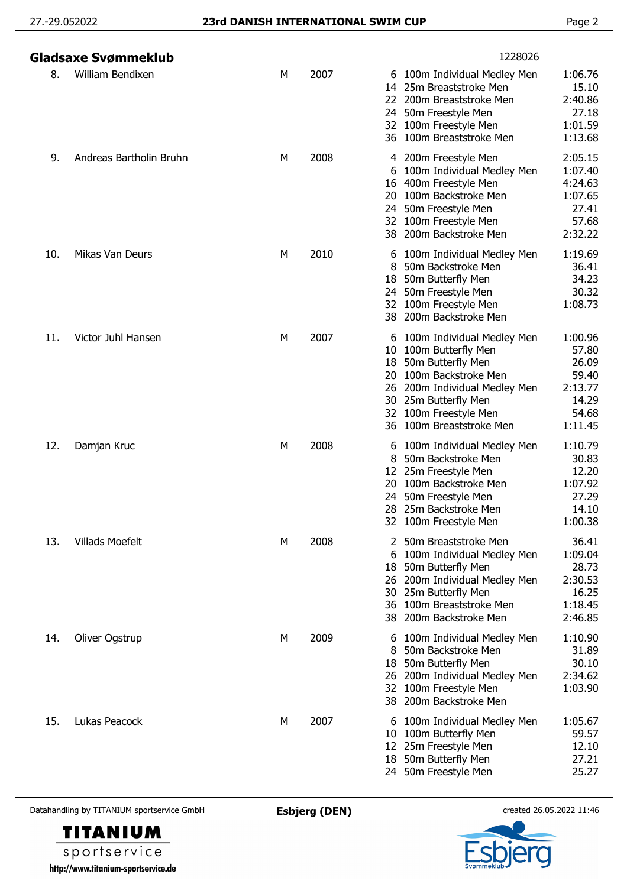## Gladsaxe Svømmeklub

1228026

| No. | Name | Sex | Year | Event No. | Event | Time |
|---|---|---|---|---|---|---|
| 8. | William Bendixen | M | 2007 | 6 | 100m Individual Medley Men | 1:06.76 |
| | | | | 14 | 25m Breaststroke Men | 15.10 |
| | | | | 22 | 200m Breaststroke Men | 2:40.86 |
| | | | | 24 | 50m Freestyle Men | 27.18 |
| | | | | 32 | 100m Freestyle Men | 1:01.59 |
| | | | | 36 | 100m Breaststroke Men | 1:13.68 |
| 9. | Andreas Bartholin Bruhn | M | 2008 | 4 | 200m Freestyle Men | 2:05.15 |
| | | | | 6 | 100m Individual Medley Men | 1:07.40 |
| | | | | 16 | 400m Freestyle Men | 4:24.63 |
| | | | | 20 | 100m Backstroke Men | 1:07.65 |
| | | | | 24 | 50m Freestyle Men | 27.41 |
| | | | | 32 | 100m Freestyle Men | 57.68 |
| | | | | 38 | 200m Backstroke Men | 2:32.22 |
| 10. | Mikas Van Deurs | M | 2010 | 6 | 100m Individual Medley Men | 1:19.69 |
| | | | | 8 | 50m Backstroke Men | 36.41 |
| | | | | 18 | 50m Butterfly Men | 34.23 |
| | | | | 24 | 50m Freestyle Men | 30.32 |
| | | | | 32 | 100m Freestyle Men | 1:08.73 |
| | | | | 38 | 200m Backstroke Men | |
| 11. | Victor Juhl Hansen | M | 2007 | 6 | 100m Individual Medley Men | 1:00.96 |
| | | | | 10 | 100m Butterfly Men | 57.80 |
| | | | | 18 | 50m Butterfly Men | 26.09 |
| | | | | 20 | 100m Backstroke Men | 59.40 |
| | | | | 26 | 200m Individual Medley Men | 2:13.77 |
| | | | | 30 | 25m Butterfly Men | 14.29 |
| | | | | 32 | 100m Freestyle Men | 54.68 |
| | | | | 36 | 100m Breaststroke Men | 1:11.45 |
| 12. | Damjan Kruc | M | 2008 | 6 | 100m Individual Medley Men | 1:10.79 |
| | | | | 8 | 50m Backstroke Men | 30.83 |
| | | | | 12 | 25m Freestyle Men | 12.20 |
| | | | | 20 | 100m Backstroke Men | 1:07.92 |
| | | | | 24 | 50m Freestyle Men | 27.29 |
| | | | | 28 | 25m Backstroke Men | 14.10 |
| | | | | 32 | 100m Freestyle Men | 1:00.38 |
| 13. | Villads Moefelt | M | 2008 | 2 | 50m Breaststroke Men | 36.41 |
| | | | | 6 | 100m Individual Medley Men | 1:09.04 |
| | | | | 18 | 50m Butterfly Men | 28.73 |
| | | | | 26 | 200m Individual Medley Men | 2:30.53 |
| | | | | 30 | 25m Butterfly Men | 16.25 |
| | | | | 36 | 100m Breaststroke Men | 1:18.45 |
| | | | | 38 | 200m Backstroke Men | 2:46.85 |
| 14. | Oliver Ogstrup | M | 2009 | 6 | 100m Individual Medley Men | 1:10.90 |
| | | | | 8 | 50m Backstroke Men | 31.89 |
| | | | | 18 | 50m Butterfly Men | 30.10 |
| | | | | 26 | 200m Individual Medley Men | 2:34.62 |
| | | | | 32 | 100m Freestyle Men | 1:03.90 |
| | | | | 38 | 200m Backstroke Men | |
| 15. | Lukas Peacock | M | 2007 | 6 | 100m Individual Medley Men | 1:05.67 |
| | | | | 10 | 100m Butterfly Men | 59.57 |
| | | | | 12 | 25m Freestyle Men | 12.10 |
| | | | | 18 | 50m Butterfly Men | 27.21 |
| | | | | 24 | 50m Freestyle Men | 25.27 |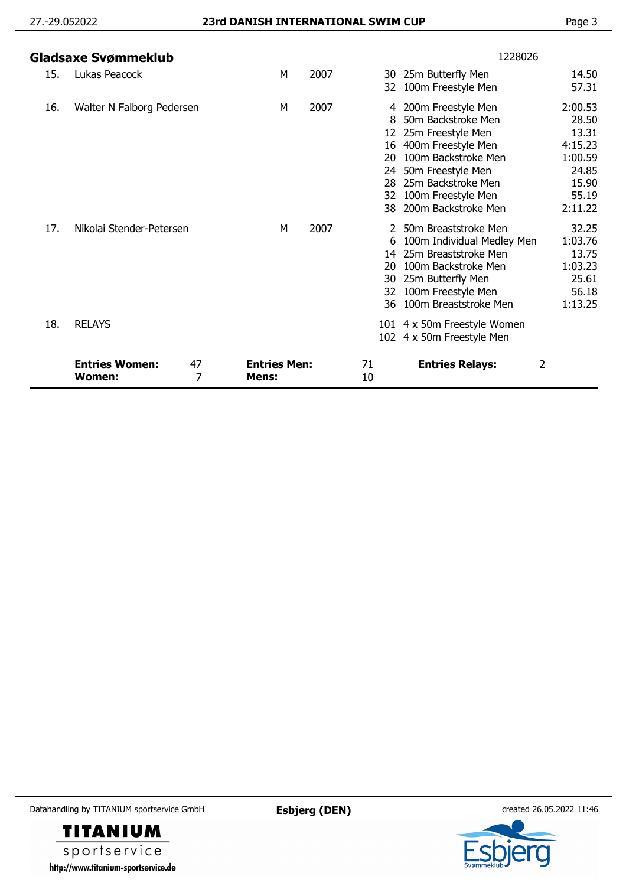## Gladsaxe Svømmeklub

1228026

| | | | | | | |
|---|---|---|---|---|---|---|
| 15. | Lukas Peacock | M | 2007 | 30 | 25m Butterfly Men | 14.50 |
| | | | | 32 | 100m Freestyle Men | 57.31 |
| 16. | Walter N Falborg Pedersen | M | 2007 | 4 | 200m Freestyle Men | 2:00.53 |
| | | | | 8 | 50m Backstroke Men | 28.50 |
| | | | | 12 | 25m Freestyle Men | 13.31 |
| | | | | 16 | 400m Freestyle Men | 4:15.23 |
| | | | | 20 | 100m Backstroke Men | 1:00.59 |
| | | | | 24 | 50m Freestyle Men | 24.85 |
| | | | | 28 | 25m Backstroke Men | 15.90 |
| | | | | 32 | 100m Freestyle Men | 55.19 |
| | | | | 38 | 200m Backstroke Men | 2:11.22 |
| 17. | Nikolai Stender-Petersen | M | 2007 | 2 | 50m Breaststroke Men | 32.25 |
| | | | | 6 | 100m Individual Medley Men | 1:03.76 |
| | | | | 14 | 25m Breaststroke Men | 13.75 |
| | | | | 20 | 100m Backstroke Men | 1:03.23 |
| | | | | 30 | 25m Butterfly Men | 25.61 |
| | | | | 32 | 100m Freestyle Men | 56.18 |
| | | | | 36 | 100m Breaststroke Men | 1:13.25 |
| 18. | RELAYS | | | 101 | 4 x 50m Freestyle Women | |
| | | | | 102 | 4 x 50m Freestyle Men | |

**Entries Women:** 47 **Entries Men:** 71 **Entries Relays:** 2
**Women:** 7 **Mens:** 10